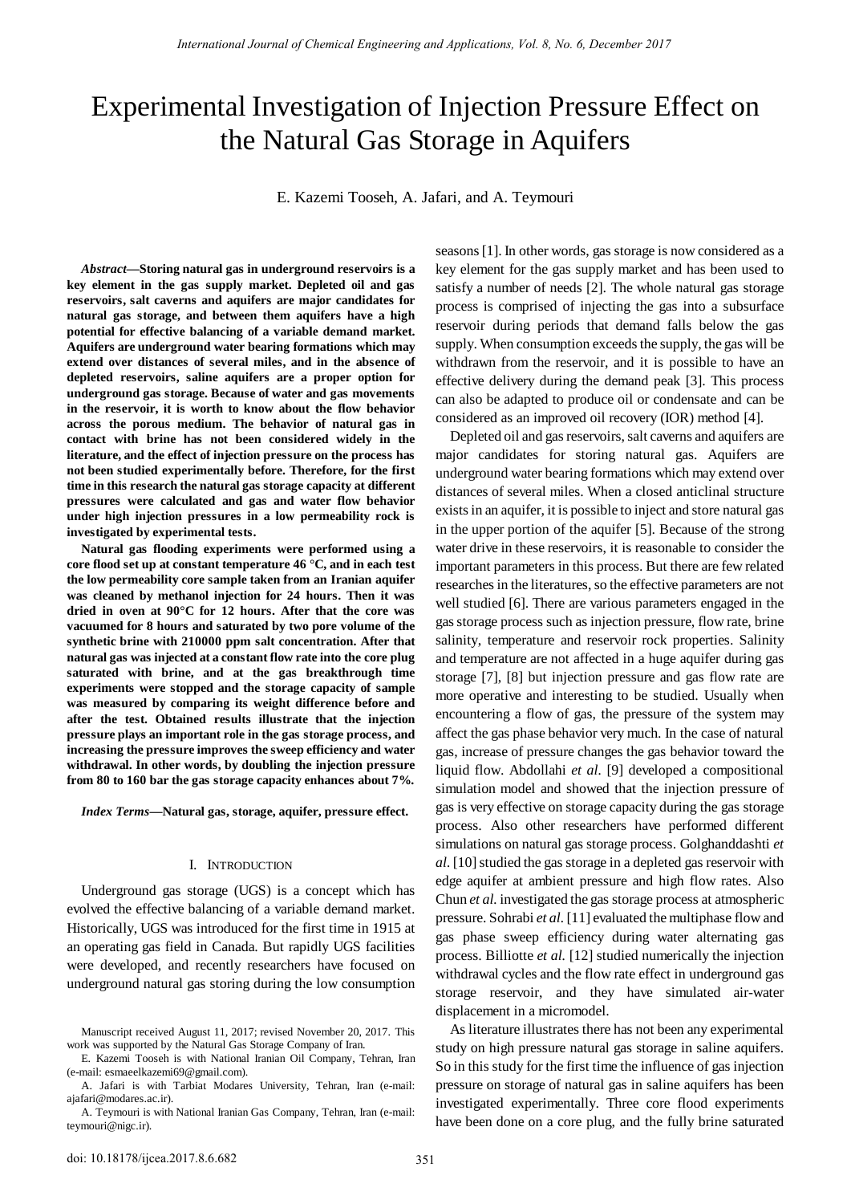# Experimental Investigation of Injection Pressure Effect on the Natural Gas Storage in Aquifers

E. Kazemi Tooseh, A. Jafari, and A. Teymouri

***Abstract*—Storing natural gas in underground reservoirs is a key element in the gas supply market. Depleted oil and gas reservoirs, salt caverns and aquifers are major candidates for natural gas storage, and between them aquifers have a high potential for effective balancing of a variable demand market. Aquifers are underground water bearing formations which may extend over distances of several miles, and in the absence of depleted reservoirs, saline aquifers are a proper option for underground gas storage. Because of water and gas movements in the reservoir, it is worth to know about the flow behavior across the porous medium. The behavior of natural gas in contact with brine has not been considered widely in the literature, and the effect of injection pressure on the process has not been studied experimentally before. Therefore, for the first time in this research the natural gas storage capacity at different pressures were calculated and gas and water flow behavior under high injection pressures in a low permeability rock is investigated by experimental tests.**

**Natural gas flooding experiments were performed using a core flood set up at constant temperature 46 °C, and in each test the low permeability core sample taken from an Iranian aquifer was cleaned by methanol injection for 24 hours. Then it was dried in oven at 90°C for 12 hours. After that the core was vacuumed for 8 hours and saturated by two pore volume of the synthetic brine with 210000 ppm salt concentration. After that natural gas was injected at a constant flow rate into the core plug saturated with brine, and at the gas breakthrough time experiments were stopped and the storage capacity of sample was measured by comparing its weight difference before and after the test. Obtained results illustrate that the injection pressure plays an important role in the gas storage process, and increasing the pressure improves the sweep efficiency and water withdrawal. In other words, by doubling the injection pressure from 80 to 160 bar the gas storage capacity enhances about 7%.**

***Index Terms*—Natural gas, storage, aquifer, pressure effect.**

## I. Introduction

Underground gas storage (UGS) is a concept which has evolved the effective balancing of a variable demand market. Historically, UGS was introduced for the first time in 1915 at an operating gas field in Canada. But rapidly UGS facilities were developed, and recently researchers have focused on underground natural gas storing during the low consumption seasons [1]. In other words, gas storage is now considered as a key element for the gas supply market and has been used to satisfy a number of needs [2]. The whole natural gas storage process is comprised of injecting the gas into a subsurface reservoir during periods that demand falls below the gas supply. When consumption exceeds the supply, the gas will be withdrawn from the reservoir, and it is possible to have an effective delivery during the demand peak [3]. This process can also be adapted to produce oil or condensate and can be considered as an improved oil recovery (IOR) method [4].

Depleted oil and gas reservoirs, salt caverns and aquifers are major candidates for storing natural gas. Aquifers are underground water bearing formations which may extend over distances of several miles. When a closed anticlinal structure exists in an aquifer, it is possible to inject and store natural gas in the upper portion of the aquifer [5]. Because of the strong water drive in these reservoirs, it is reasonable to consider the important parameters in this process. But there are few related researches in the literatures, so the effective parameters are not well studied [6]. There are various parameters engaged in the gas storage process such as injection pressure, flow rate, brine salinity, temperature and reservoir rock properties. Salinity and temperature are not affected in a huge aquifer during gas storage [7], [8] but injection pressure and gas flow rate are more operative and interesting to be studied. Usually when encountering a flow of gas, the pressure of the system may affect the gas phase behavior very much. In the case of natural gas, increase of pressure changes the gas behavior toward the liquid flow. Abdollahi *et al.* [9] developed a compositional simulation model and showed that the injection pressure of gas is very effective on storage capacity during the gas storage process. Also other researchers have performed different simulations on natural gas storage process. Golghanddashti *et al.* [10] studied the gas storage in a depleted gas reservoir with edge aquifer at ambient pressure and high flow rates. Also Chun *et al.* investigated the gas storage process at atmospheric pressure. Sohrabi *et al.* [11] evaluated the multiphase flow and gas phase sweep efficiency during water alternating gas process. Billiotte *et al.* [12] studied numerically the injection withdrawal cycles and the flow rate effect in underground gas storage reservoir, and they have simulated air-water displacement in a micromodel.

As literature illustrates there has not been any experimental study on high pressure natural gas storage in saline aquifers. So in this study for the first time the influence of gas injection pressure on storage of natural gas in saline aquifers has been investigated experimentally. Three core flood experiments have been done on a core plug, and the fully brine saturated

Manuscript received August 11, 2017; revised November 20, 2017. This work was supported by the Natural Gas Storage Company of Iran.

E. Kazemi Tooseh is with National Iranian Oil Company, Tehran, Iran (e-mail: esmaeelkazemi69@gmail.com).

A. Jafari is with Tarbiat Modares University, Tehran, Iran (e-mail: ajafari@modares.ac.ir).

A. Teymouri is with National Iranian Gas Company, Tehran, Iran (e-mail: teymouri@nigc.ir).

doi: 10.18178/ijcea.2017.8.6.682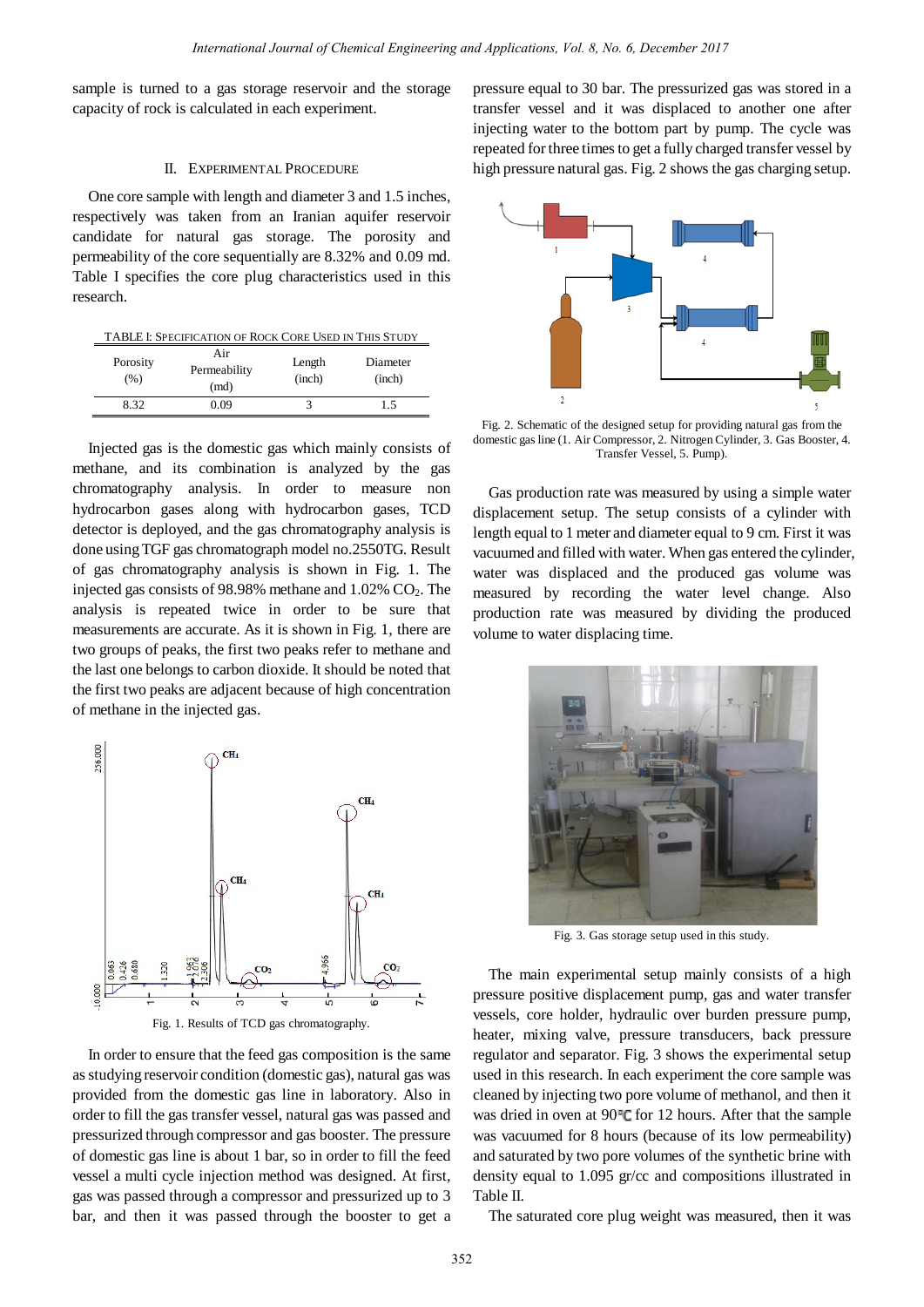sample is turned to a gas storage reservoir and the storage capacity of rock is calculated in each experiment.

## II. Experimental Procedure

One core sample with length and diameter 3 and 1.5 inches, respectively was taken from an Iranian aquifer reservoir candidate for natural gas storage. The porosity and permeability of the core sequentially are 8.32% and 0.09 md. Table I specifies the core plug characteristics used in this research.

TABLE I: Specification of Rock Core Used in This Study

| Porosity (%) | Air Permeability (md) | Length (inch) | Diameter (inch) |
|---|---|---|---|
| 8.32 | 0.09 | 3 | 1.5 |

Injected gas is the domestic gas which mainly consists of methane, and its combination is analyzed by the gas chromatography analysis. In order to measure non hydrocarbon gases along with hydrocarbon gases, TCD detector is deployed, and the gas chromatography analysis is done using TGF gas chromatograph model no.2550TG. Result of gas chromatography analysis is shown in Fig. 1. The injected gas consists of 98.98% methane and 1.02% $CO_2$. The analysis is repeated twice in order to be sure that measurements are accurate. As it is shown in Fig. 1, there are two groups of peaks, the first two peaks refer to methane and the last one belongs to carbon dioxide. It should be noted that the first two peaks are adjacent because of high concentration of methane in the injected gas.

Fig. 1. Results of TCD gas chromatography.

In order to ensure that the feed gas composition is the same as studying reservoir condition (domestic gas), natural gas was provided from the domestic gas line in laboratory. Also in order to fill the gas transfer vessel, natural gas was passed and pressurized through compressor and gas booster. The pressure of domestic gas line is about 1 bar, so in order to fill the feed vessel a multi cycle injection method was designed. At first, gas was passed through a compressor and pressurized up to 3 bar, and then it was passed through the booster to get a pressure equal to 30 bar. The pressurized gas was stored in a transfer vessel and it was displaced to another one after injecting water to the bottom part by pump. The cycle was repeated for three times to get a fully charged transfer vessel by high pressure natural gas. Fig. 2 shows the gas charging setup.

Fig. 2. Schematic of the designed setup for providing natural gas from the domestic gas line (1. Air Compressor, 2. Nitrogen Cylinder, 3. Gas Booster, 4. Transfer Vessel, 5. Pump).

Gas production rate was measured by using a simple water displacement setup. The setup consists of a cylinder with length equal to 1 meter and diameter equal to 9 cm. First it was vacuumed and filled with water. When gas entered the cylinder, water was displaced and the produced gas volume was measured by recording the water level change. Also production rate was measured by dividing the produced volume to water displacing time.

Fig. 3. Gas storage setup used in this study.

The main experimental setup mainly consists of a high pressure positive displacement pump, gas and water transfer vessels, core holder, hydraulic over burden pressure pump, heater, mixing valve, pressure transducers, back pressure regulator and separator. Fig. 3 shows the experimental setup used in this research. In each experiment the core sample was cleaned by injecting two pore volume of methanol, and then it was dried in oven at 90℃ for 12 hours. After that the sample was vacuumed for 8 hours (because of its low permeability) and saturated by two pore volumes of the synthetic brine with density equal to 1.095 gr/cc and compositions illustrated in Table II.

The saturated core plug weight was measured, then it was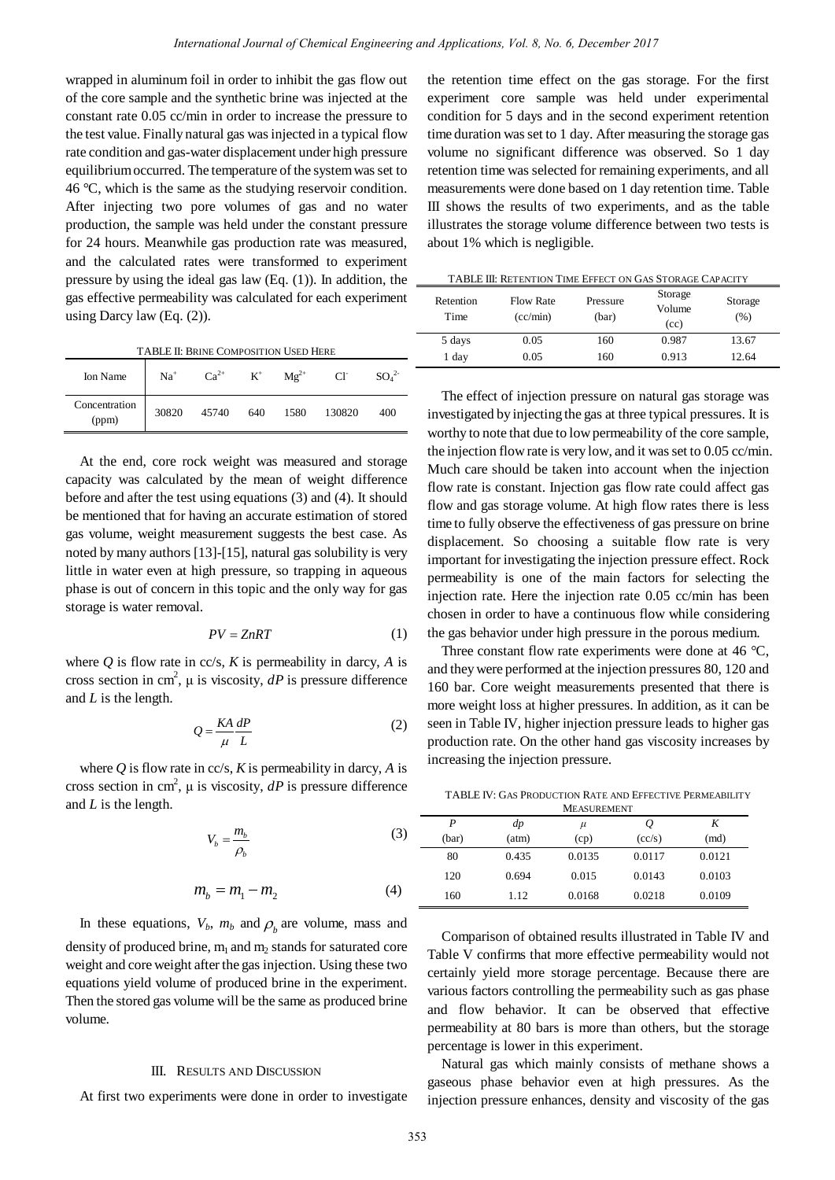wrapped in aluminum foil in order to inhibit the gas flow out of the core sample and the synthetic brine was injected at the constant rate 0.05 cc/min in order to increase the pressure to the test value. Finally natural gas was injected in a typical flow rate condition and gas-water displacement under high pressure equilibrium occurred. The temperature of the system was set to 46 °C, which is the same as the studying reservoir condition. After injecting two pore volumes of gas and no water production, the sample was held under the constant pressure for 24 hours. Meanwhile gas production rate was measured, and the calculated rates were transformed to experiment pressure by using the ideal gas law (Eq. (1)). In addition, the gas effective permeability was calculated for each experiment using Darcy law (Eq. (2)).

TABLE II: Brine Composition Used Here

| Ion Name | $Na^+$ | $Ca^{2+}$ | $K^+$ | $Mg^{2+}$ | $Cl^-$ | $SO_4^{2-}$ |
|---|---|---|---|---|---|---|
| Concentration (ppm) | 30820 | 45740 | 640 | 1580 | 130820 | 400 |

At the end, core rock weight was measured and storage capacity was calculated by the mean of weight difference before and after the test using equations (3) and (4). It should be mentioned that for having an accurate estimation of stored gas volume, weight measurement suggests the best case. As noted by many authors [13]-[15], natural gas solubility is very little in water even at high pressure, so trapping in aqueous phase is out of concern in this topic and the only way for gas storage is water removal.

$$PV = ZnRT \tag{1}$$

where $Q$ is flow rate in cc/s, $K$ is permeability in darcy, $A$ is cross section in cm$^2$, μ is viscosity, $dP$ is pressure difference and $L$ is the length.

$$Q = \frac{KA}{\mu}\frac{dP}{L} \tag{2}$$

where $Q$ is flow rate in cc/s, $K$ is permeability in darcy, $A$ is cross section in cm$^2$, μ is viscosity, $dP$ is pressure difference and $L$ is the length.

$$V_b = \frac{m_b}{\rho_b} \tag{3}$$

$$m_b = m_1 - m_2 \tag{4}$$

In these equations, $V_b$, $m_b$ and $\rho_b$ are volume, mass and density of produced brine, $m_1$ and $m_2$ stands for saturated core weight and core weight after the gas injection. Using these two equations yield volume of produced brine in the experiment. Then the stored gas volume will be the same as produced brine volume.

## III. Results and Discussion

At first two experiments were done in order to investigate the retention time effect on the gas storage. For the first experiment core sample was held under experimental condition for 5 days and in the second experiment retention time duration was set to 1 day. After measuring the storage gas volume no significant difference was observed. So 1 day retention time was selected for remaining experiments, and all measurements were done based on 1 day retention time. Table III shows the results of two experiments, and as the table illustrates the storage volume difference between two tests is about 1% which is negligible.

TABLE III: Retention Time Effect on Gas Storage Capacity

| Retention Time | Flow Rate (cc/min) | Pressure (bar) | Storage Volume (cc) | Storage (%) |
|---|---|---|---|---|
| 5 days | 0.05 | 160 | 0.987 | 13.67 |
| 1 day | 0.05 | 160 | 0.913 | 12.64 |

The effect of injection pressure on natural gas storage was investigated by injecting the gas at three typical pressures. It is worthy to note that due to low permeability of the core sample, the injection flow rate is very low, and it was set to 0.05 cc/min. Much care should be taken into account when the injection flow rate is constant. Injection gas flow rate could affect gas flow and gas storage volume. At high flow rates there is less time to fully observe the effectiveness of gas pressure on brine displacement. So choosing a suitable flow rate is very important for investigating the injection pressure effect. Rock permeability is one of the main factors for selecting the injection rate. Here the injection rate 0.05 cc/min has been chosen in order to have a continuous flow while considering the gas behavior under high pressure in the porous medium.

Three constant flow rate experiments were done at 46 °C, and they were performed at the injection pressures 80, 120 and 160 bar. Core weight measurements presented that there is more weight loss at higher pressures. In addition, as it can be seen in Table IV, higher injection pressure leads to higher gas production rate. On the other hand gas viscosity increases by increasing the injection pressure.

TABLE IV: Gas Production Rate and Effective Permeability Measurement

| $P$ (bar) | $dp$ (atm) | $\mu$ (cp) | $Q$ (cc/s) | $K$ (md) |
|---|---|---|---|---|
| 80 | 0.435 | 0.0135 | 0.0117 | 0.0121 |
| 120 | 0.694 | 0.015 | 0.0143 | 0.0103 |
| 160 | 1.12 | 0.0168 | 0.0218 | 0.0109 |

Comparison of obtained results illustrated in Table IV and Table V confirms that more effective permeability would not certainly yield more storage percentage. Because there are various factors controlling the permeability such as gas phase and flow behavior. It can be observed that effective permeability at 80 bars is more than others, but the storage percentage is lower in this experiment.

Natural gas which mainly consists of methane shows a gaseous phase behavior even at high pressures. As the injection pressure enhances, density and viscosity of the gas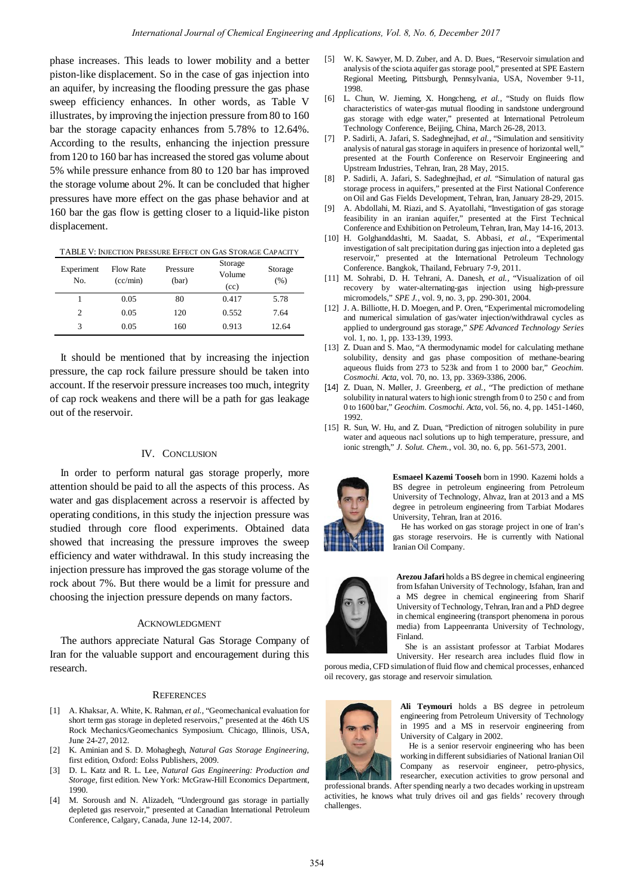phase increases. This leads to lower mobility and a better piston-like displacement. So in the case of gas injection into an aquifer, by increasing the flooding pressure the gas phase sweep efficiency enhances. In other words, as Table V illustrates, by improving the injection pressure from 80 to 160 bar the storage capacity enhances from 5.78% to 12.64%. According to the results, enhancing the injection pressure from 120 to 160 bar has increased the stored gas volume about 5% while pressure enhance from 80 to 120 bar has improved the storage volume about 2%. It can be concluded that higher pressures have more effect on the gas phase behavior and at 160 bar the gas flow is getting closer to a liquid-like piston displacement.

TABLE V: INJECTION PRESSURE EFFECT ON GAS STORAGE CAPACITY

| Experiment No. | Flow Rate (cc/min) | Pressure (bar) | Storage Volume (cc) | Storage (%) |
|---|---|---|---|---|
| 1 | 0.05 | 80 | 0.417 | 5.78 |
| 2 | 0.05 | 120 | 0.552 | 7.64 |
| 3 | 0.05 | 160 | 0.913 | 12.64 |

It should be mentioned that by increasing the injection pressure, the cap rock failure pressure should be taken into account. If the reservoir pressure increases too much, integrity of cap rock weakens and there will be a path for gas leakage out of the reservoir.

## IV. CONCLUSION

In order to perform natural gas storage properly, more attention should be paid to all the aspects of this process. As water and gas displacement across a reservoir is affected by operating conditions, in this study the injection pressure was studied through core flood experiments. Obtained data showed that increasing the pressure improves the sweep efficiency and water withdrawal. In this study increasing the injection pressure has improved the gas storage volume of the rock about 7%. But there would be a limit for pressure and choosing the injection pressure depends on many factors.

## ACKNOWLEDGMENT

The authors appreciate Natural Gas Storage Company of Iran for the valuable support and encouragement during this research.

## REFERENCES

[1] A. Khaksar, A. White, K. Rahman, *et al.*, "Geomechanical evaluation for short term gas storage in depleted reservoirs," presented at the 46th US Rock Mechanics/Geomechanics Symposium. Chicago, Illinois, USA, June 24-27, 2012.

[2] K. Aminian and S. D. Mohaghegh, *Natural Gas Storage Engineering*, first edition, Oxford: Eolss Publishers, 2009.

[3] D. L. Katz and R. L. Lee, *Natural Gas Engineering: Production and Storage*, first edition. New York: McGraw-Hill Economics Department, 1990.

[4] M. Soroush and N. Alizadeh, "Underground gas storage in partially depleted gas reservoir," presented at Canadian International Petroleum Conference, Calgary, Canada, June 12-14, 2007.

[5] W. K. Sawyer, M. D. Zuber, and A. D. Bues, "Reservoir simulation and analysis of the sciota aquifer gas storage pool," presented at SPE Eastern Regional Meeting, Pittsburgh, Pennsylvania, USA, November 9-11, 1998.

[6] L. Chun, W. Jieming, X. Hongcheng, *et al.*, "Study on fluids flow characteristics of water-gas mutual flooding in sandstone underground gas storage with edge water," presented at International Petroleum Technology Conference, Beijing, China, March 26-28, 2013.

[7] P. Sadirli, A. Jafari, S. Sadeghnejhad, *et al.*, "Simulation and sensitivity analysis of natural gas storage in aquifers in presence of horizontal well," presented at the Fourth Conference on Reservoir Engineering and Upstream Industries, Tehran, Iran, 28 May, 2015.

[8] P. Sadirli, A. Jafari, S. Sadeghnejhad, *et al.* "Simulation of natural gas storage process in aquifers," presented at the First National Conference on Oil and Gas Fields Development, Tehran, Iran, January 28-29, 2015.

[9] A. Abdollahi, M. Riazi, and S. Ayatollahi, "Investigation of gas storage feasibility in an iranian aquifer," presented at the First Technical Conference and Exhibition on Petroleum, Tehran, Iran, May 14-16, 2013.

[10] H. Golghanddashti, M. Saadat, S. Abbasi, *et al.*, "Experimental investigation of salt precipitation during gas injection into a depleted gas reservoir," presented at the International Petroleum Technology Conference. Bangkok, Thailand, February 7-9, 2011.

[11] M. Sohrabi, D. H. Tehrani, A. Danesh, *et al.*, "Visualization of oil recovery by water-alternating-gas injection using high-pressure micromodels," *SPE J.*, vol. 9, no. 3, pp. 290-301, 2004.

[12] J. A. Billiotte, H. D. Moegen, and P. Oren, "Experimental micromodeling and numerical simulation of gas/water injection/withdrawal cycles as applied to underground gas storage," *SPE Advanced Technology Series* vol. 1, no. 1, pp. 133-139, 1993.

[13] Z. Duan and S. Mao, "A thermodynamic model for calculating methane solubility, density and gas phase composition of methane-bearing aqueous fluids from 273 to 523k and from 1 to 2000 bar," *Geochim. Cosmochi. Acta*, vol. 70, no. 13, pp. 3369-3386, 2006.

[14] Z. Duan, N. Møller, J. Greenberg, *et al.*, "The prediction of methane solubility in natural waters to high ionic strength from 0 to 250 c and from 0 to 1600 bar," *Geochim. Cosmochi. Acta*, vol. 56, no. 4, pp. 1451-1460, 1992.

[15] R. Sun, W. Hu, and Z. Duan, "Prediction of nitrogen solubility in pure water and aqueous nacl solutions up to high temperature, pressure, and ionic strength," *J. Solut. Chem.*, vol. 30, no. 6, pp. 561-573, 2001.

**Esmaeel Kazemi Tooseh** born in 1990. Kazemi holds a BS degree in petroleum engineering from Petroleum University of Technology, Ahvaz, Iran at 2013 and a MS degree in petroleum engineering from Tarbiat Modares University, Tehran, Iran at 2016.

He has worked on gas storage project in one of Iran's gas storage reservoirs. He is currently with National Iranian Oil Company.

**Arezou Jafari** holds a BS degree in chemical engineering from Isfahan University of Technology, Isfahan, Iran and a MS degree in chemical engineering from Sharif University of Technology, Tehran, Iran and a PhD degree in chemical engineering (transport phenomena in porous media) from Lappeenranta University of Technology, Finland.

She is an assistant professor at Tarbiat Modares University. Her research area includes fluid flow in porous media, CFD simulation of fluid flow and chemical processes, enhanced oil recovery, gas storage and reservoir simulation.

**Ali Teymouri** holds a BS degree in petroleum engineering from Petroleum University of Technology in 1995 and a MS in reservoir engineering from University of Calgary in 2002.

He is a senior reservoir engineering who has been working in different subsidiaries of National Iranian Oil Company as reservoir engineer, petro-physics, researcher, execution activities to grow personal and professional brands. After spending nearly a two decades working in upstream activities, he knows what truly drives oil and gas fields' recovery through challenges.